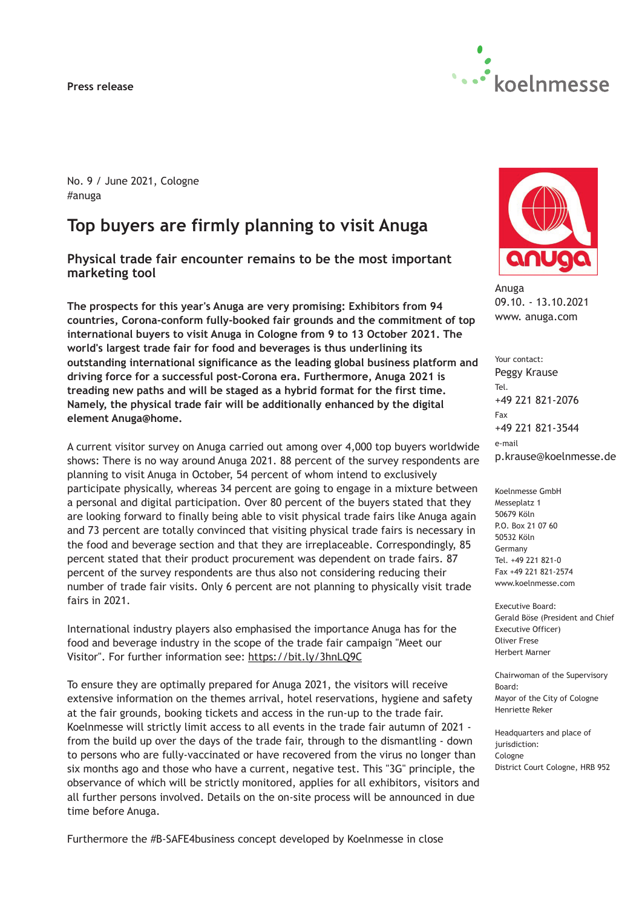Press release

No. 9 / June 2021, Cologne
#anuga

# Top buyers are firmly planning to visit Anuga

## Physical trade fair encounter remains to be the most important marketing tool

**The prospects for this year's Anuga are very promising: Exhibitors from 94 countries, Corona-conform fully-booked fair grounds and the commitment of top international buyers to visit Anuga in Cologne from 9 to 13 October 2021. The world's largest trade fair for food and beverages is thus underlining its outstanding international significance as the leading global business platform and driving force for a successful post-Corona era. Furthermore, Anuga 2021 is treading new paths and will be staged as a hybrid format for the first time. Namely, the physical trade fair will be additionally enhanced by the digital element Anuga@home.**

A current visitor survey on Anuga carried out among over 4,000 top buyers worldwide shows: There is no way around Anuga 2021. 88 percent of the survey respondents are planning to visit Anuga in October, 54 percent of whom intend to exclusively participate physically, whereas 34 percent are going to engage in a mixture between a personal and digital participation. Over 80 percent of the buyers stated that they are looking forward to finally being able to visit physical trade fairs like Anuga again and 73 percent are totally convinced that visiting physical trade fairs is necessary in the food and beverage section and that they are irreplaceable. Correspondingly, 85 percent stated that their product procurement was dependent on trade fairs. 87 percent of the survey respondents are thus also not considering reducing their number of trade fair visits. Only 6 percent are not planning to physically visit trade fairs in 2021.

International industry players also emphasised the importance Anuga has for the food and beverage industry in the scope of the trade fair campaign "Meet our Visitor". For further information see: https://bit.ly/3hnLQ9C

To ensure they are optimally prepared for Anuga 2021, the visitors will receive extensive information on the themes arrival, hotel reservations, hygiene and safety at the fair grounds, booking tickets and access in the run-up to the trade fair. Koelnmesse will strictly limit access to all events in the trade fair autumn of 2021 - from the build up over the days of the trade fair, through to the dismantling - down to persons who are fully-vaccinated or have recovered from the virus no longer than six months ago and those who have a current, negative test. This "3G" principle, the observance of which will be strictly monitored, applies for all exhibitors, visitors and all further persons involved. Details on the on-site process will be announced in due time before Anuga.

Furthermore the #B-SAFE4business concept developed by Koelnmesse in close

Anuga
09.10. - 13.10.2021
www. anuga.com

Your contact:
Peggy Krause
Tel.
+49 221 821-2076
Fax
+49 221 821-3544
e-mail
p.krause@koelnmesse.de

Koelnmesse GmbH
Messeplatz 1
50679 Köln
P.O. Box 21 07 60
50532 Köln
Germany
Tel. +49 221 821-0
Fax +49 221 821-2574
www.koelnmesse.com

Executive Board:
Gerald Böse (President and Chief Executive Officer)
Oliver Frese
Herbert Marner

Chairwoman of the Supervisory Board:
Mayor of the City of Cologne
Henriette Reker

Headquarters and place of jurisdiction:
Cologne
District Court Cologne, HRB 952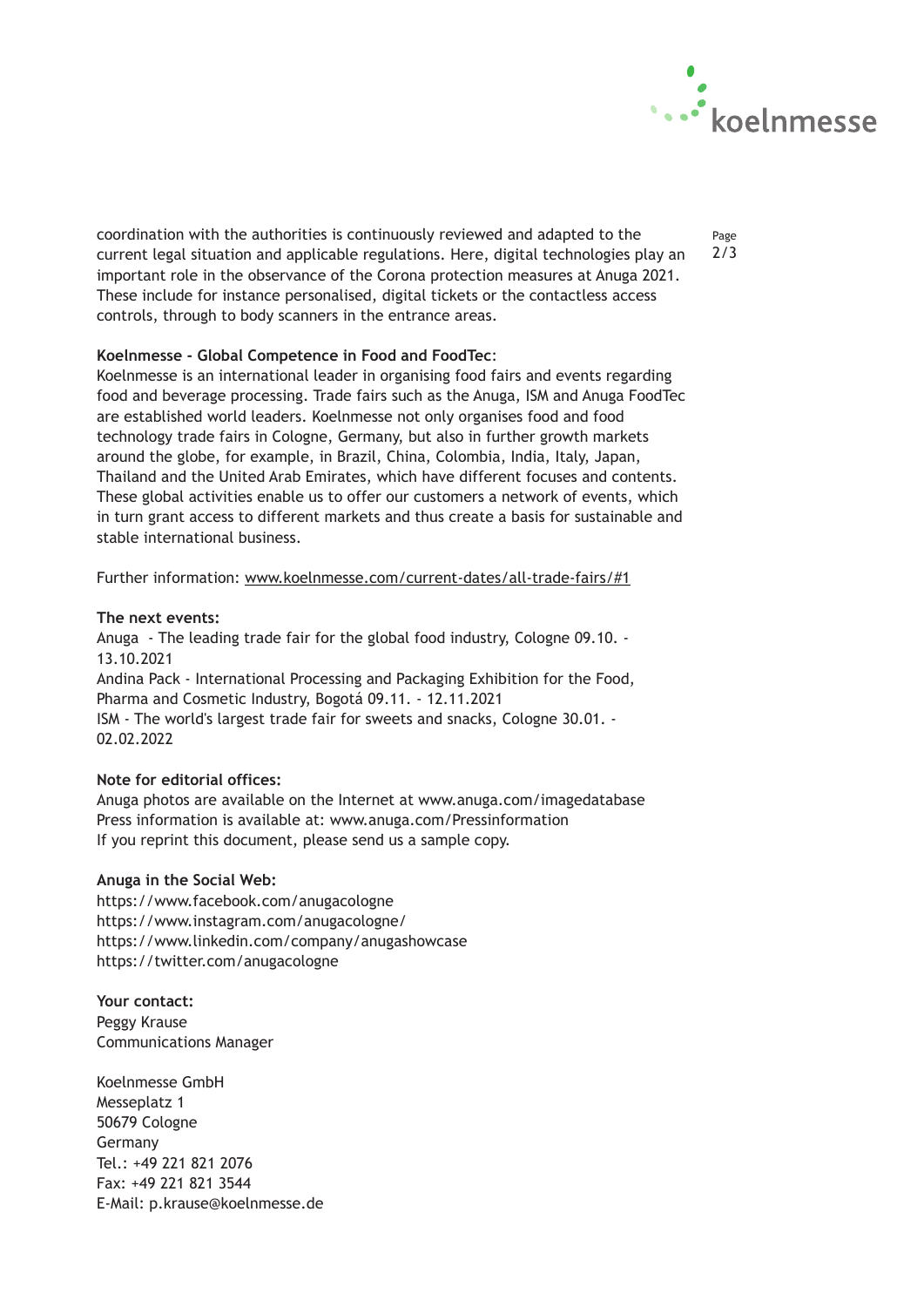coordination with the authorities is continuously reviewed and adapted to the current legal situation and applicable regulations. Here, digital technologies play an important role in the observance of the Corona protection measures at Anuga 2021. These include for instance personalised, digital tickets or the contactless access controls, through to body scanners in the entrance areas.

**Koelnmesse - Global Competence in Food and FoodTec**:
Koelnmesse is an international leader in organising food fairs and events regarding food and beverage processing. Trade fairs such as the Anuga, ISM and Anuga FoodTec are established world leaders. Koelnmesse not only organises food and food technology trade fairs in Cologne, Germany, but also in further growth markets around the globe, for example, in Brazil, China, Colombia, India, Italy, Japan, Thailand and the United Arab Emirates, which have different focuses and contents. These global activities enable us to offer our customers a network of events, which in turn grant access to different markets and thus create a basis for sustainable and stable international business.

Further information: www.koelnmesse.com/current-dates/all-trade-fairs/#1

**The next events:**
Anuga - The leading trade fair for the global food industry, Cologne 09.10. - 13.10.2021
Andina Pack - International Processing and Packaging Exhibition for the Food, Pharma and Cosmetic Industry, Bogotá 09.11. - 12.11.2021
ISM - The world's largest trade fair for sweets and snacks, Cologne 30.01. - 02.02.2022

**Note for editorial offices:**
Anuga photos are available on the Internet at www.anuga.com/imagedatabase
Press information is available at: www.anuga.com/Pressinformation
If you reprint this document, please send us a sample copy.

**Anuga in the Social Web:**
https://www.facebook.com/anugacologne
https://www.instagram.com/anugacologne/
https://www.linkedin.com/company/anugashowcase
https://twitter.com/anugacologne

**Your contact:**
Peggy Krause
Communications Manager

Koelnmesse GmbH
Messeplatz 1
50679 Cologne
Germany
Tel.: +49 221 821 2076
Fax: +49 221 821 3544
E-Mail: p.krause@koelnmesse.de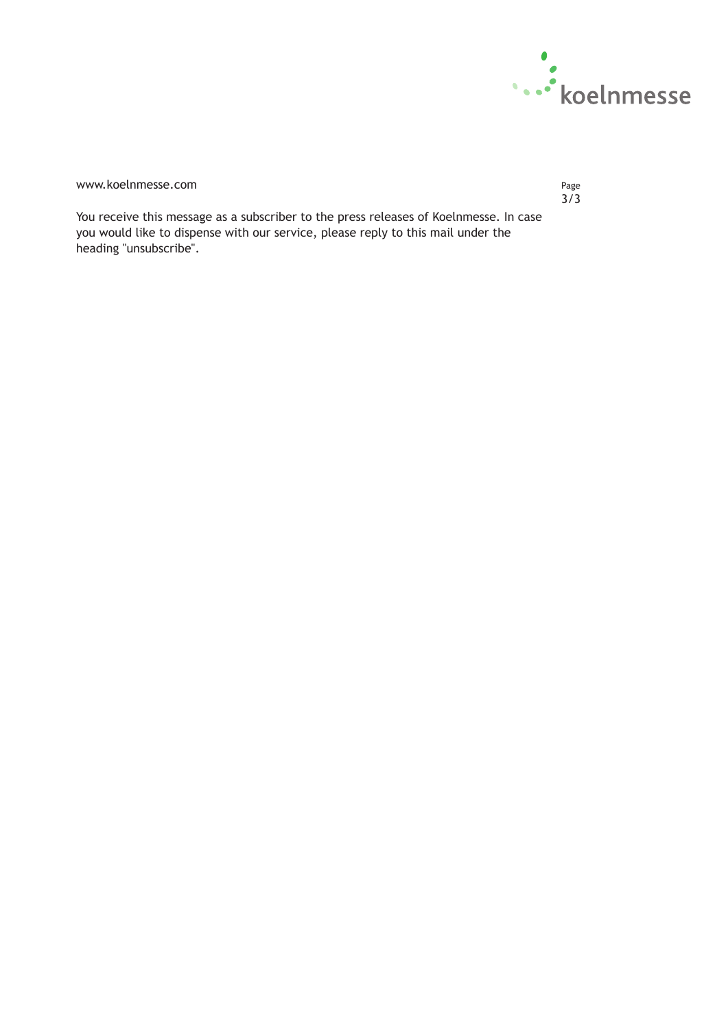www.koelnmesse.com

You receive this message as a subscriber to the press releases of Koelnmesse. In case you would like to dispense with our service, please reply to this mail under the heading "unsubscribe".